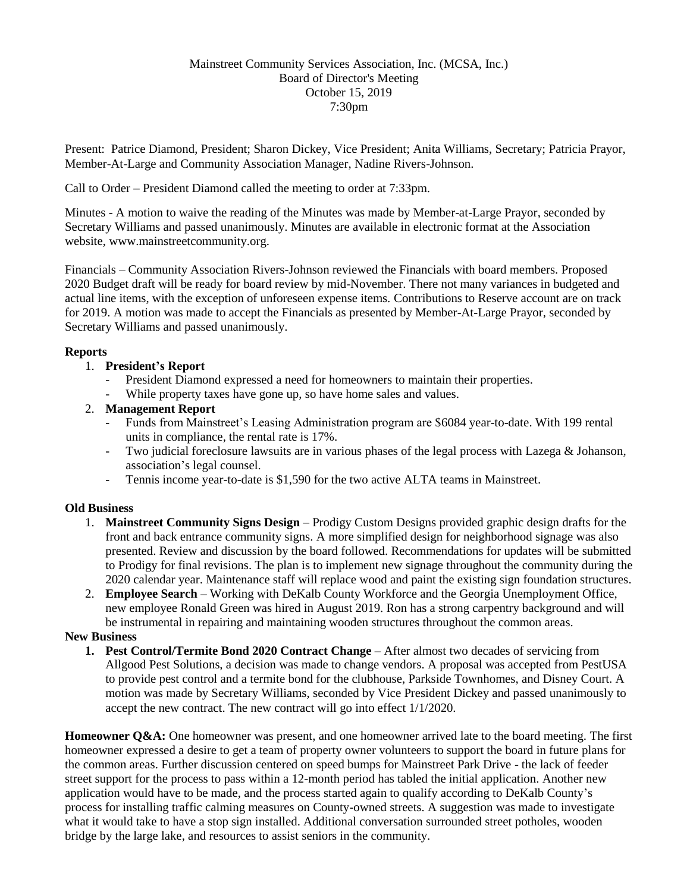Mainstreet Community Services Association, Inc. (MCSA, Inc.)
Board of Director's Meeting
October 15, 2019
7:30pm

Present: Patrice Diamond, President; Sharon Dickey, Vice President; Anita Williams, Secretary; Patricia Prayor, Member-At-Large and Community Association Manager, Nadine Rivers-Johnson.

Call to Order – President Diamond called the meeting to order at 7:33pm.

Minutes - A motion to waive the reading of the Minutes was made by Member-at-Large Prayor, seconded by Secretary Williams and passed unanimously. Minutes are available in electronic format at the Association website, www.mainstreetcommunity.org.

Financials – Community Association Rivers-Johnson reviewed the Financials with board members. Proposed 2020 Budget draft will be ready for board review by mid-November. There not many variances in budgeted and actual line items, with the exception of unforeseen expense items. Contributions to Reserve account are on track for 2019. A motion was made to accept the Financials as presented by Member-At-Large Prayor, seconded by Secretary Williams and passed unanimously.

**Reports**

1. **President's Report**
   - President Diamond expressed a need for homeowners to maintain their properties.
   - While property taxes have gone up, so have home sales and values.
2. **Management Report**
   - Funds from Mainstreet's Leasing Administration program are $6084 year-to-date. With 199 rental units in compliance, the rental rate is 17%.
   - Two judicial foreclosure lawsuits are in various phases of the legal process with Lazega & Johanson, association's legal counsel.
   - Tennis income year-to-date is $1,590 for the two active ALTA teams in Mainstreet.

**Old Business**

1. **Mainstreet Community Signs Design** – Prodigy Custom Designs provided graphic design drafts for the front and back entrance community signs. A more simplified design for neighborhood signage was also presented. Review and discussion by the board followed. Recommendations for updates will be submitted to Prodigy for final revisions. The plan is to implement new signage throughout the community during the 2020 calendar year. Maintenance staff will replace wood and paint the existing sign foundation structures.
2. **Employee Search** – Working with DeKalb County Workforce and the Georgia Unemployment Office, new employee Ronald Green was hired in August 2019. Ron has a strong carpentry background and will be instrumental in repairing and maintaining wooden structures throughout the common areas.

**New Business**

1. **Pest Control/Termite Bond 2020 Contract Change** – After almost two decades of servicing from Allgood Pest Solutions, a decision was made to change vendors. A proposal was accepted from PestUSA to provide pest control and a termite bond for the clubhouse, Parkside Townhomes, and Disney Court. A motion was made by Secretary Williams, seconded by Vice President Dickey and passed unanimously to accept the new contract. The new contract will go into effect 1/1/2020.

**Homeowner Q&A:** One homeowner was present, and one homeowner arrived late to the board meeting. The first homeowner expressed a desire to get a team of property owner volunteers to support the board in future plans for the common areas. Further discussion centered on speed bumps for Mainstreet Park Drive - the lack of feeder street support for the process to pass within a 12-month period has tabled the initial application. Another new application would have to be made, and the process started again to qualify according to DeKalb County's process for installing traffic calming measures on County-owned streets. A suggestion was made to investigate what it would take to have a stop sign installed. Additional conversation surrounded street potholes, wooden bridge by the large lake, and resources to assist seniors in the community.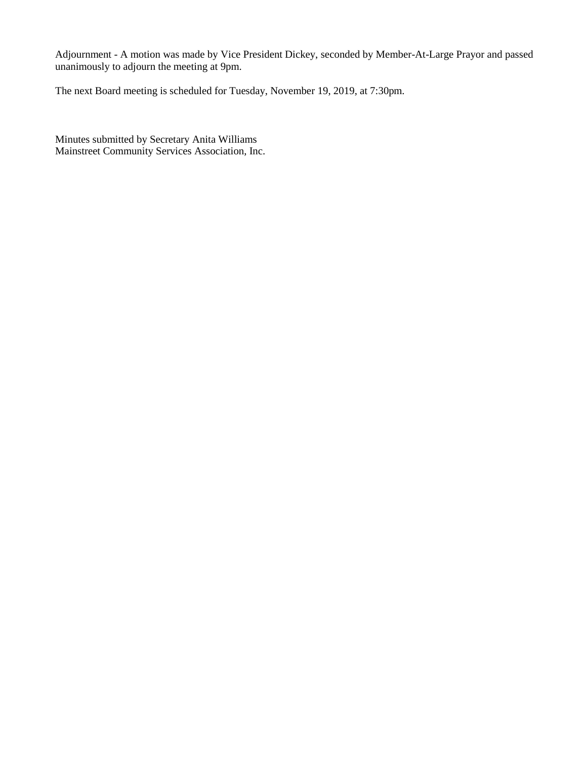Adjournment - A motion was made by Vice President Dickey, seconded by Member-At-Large Prayor and passed unanimously to adjourn the meeting at 9pm.

The next Board meeting is scheduled for Tuesday, November 19, 2019, at 7:30pm.

Minutes submitted by Secretary Anita Williams
Mainstreet Community Services Association, Inc.